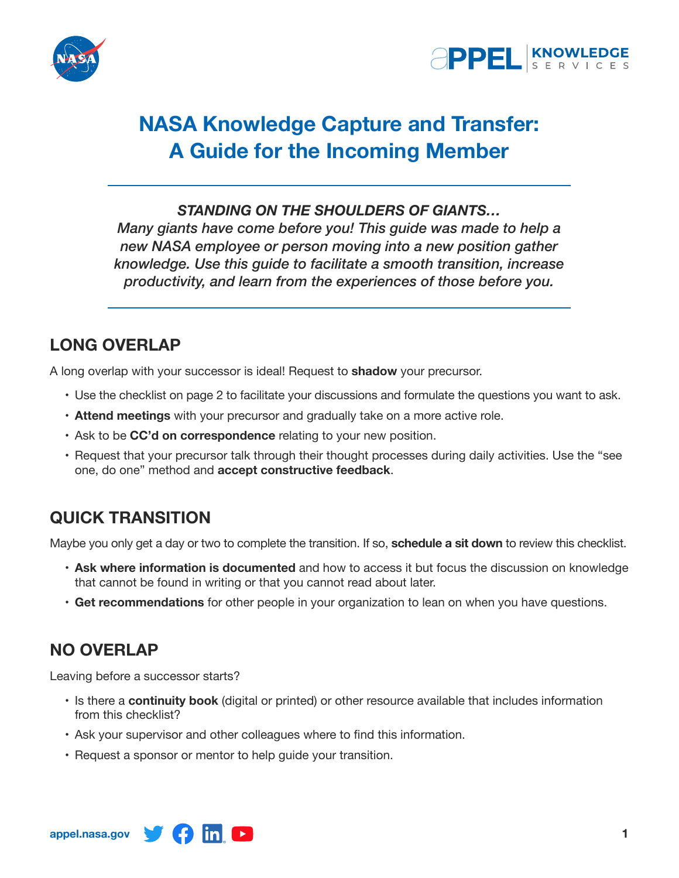# NASA Knowledge Capture and Transfer: A Guide for the Incoming Member

***STANDING ON THE SHOULDERS OF GIANTS…***
*Many giants have come before you! This guide was made to help a new NASA employee or person moving into a new position gather knowledge. Use this guide to facilitate a smooth transition, increase productivity, and learn from the experiences of those before you.*

## LONG OVERLAP

A long overlap with your successor is ideal! Request to **shadow** your precursor.

- Use the checklist on page 2 to facilitate your discussions and formulate the questions you want to ask.
- **Attend meetings** with your precursor and gradually take on a more active role.
- Ask to be **CC'd on correspondence** relating to your new position.
- Request that your precursor talk through their thought processes during daily activities. Use the "see one, do one" method and **accept constructive feedback**.

## QUICK TRANSITION

Maybe you only get a day or two to complete the transition. If so, **schedule a sit down** to review this checklist.

- **Ask where information is documented** and how to access it but focus the discussion on knowledge that cannot be found in writing or that you cannot read about later.
- **Get recommendations** for other people in your organization to lean on when you have questions.

## NO OVERLAP

Leaving before a successor starts?

- Is there a **continuity book** (digital or printed) or other resource available that includes information from this checklist?
- Ask your supervisor and other colleagues where to find this information.
- Request a sponsor or mentor to help guide your transition.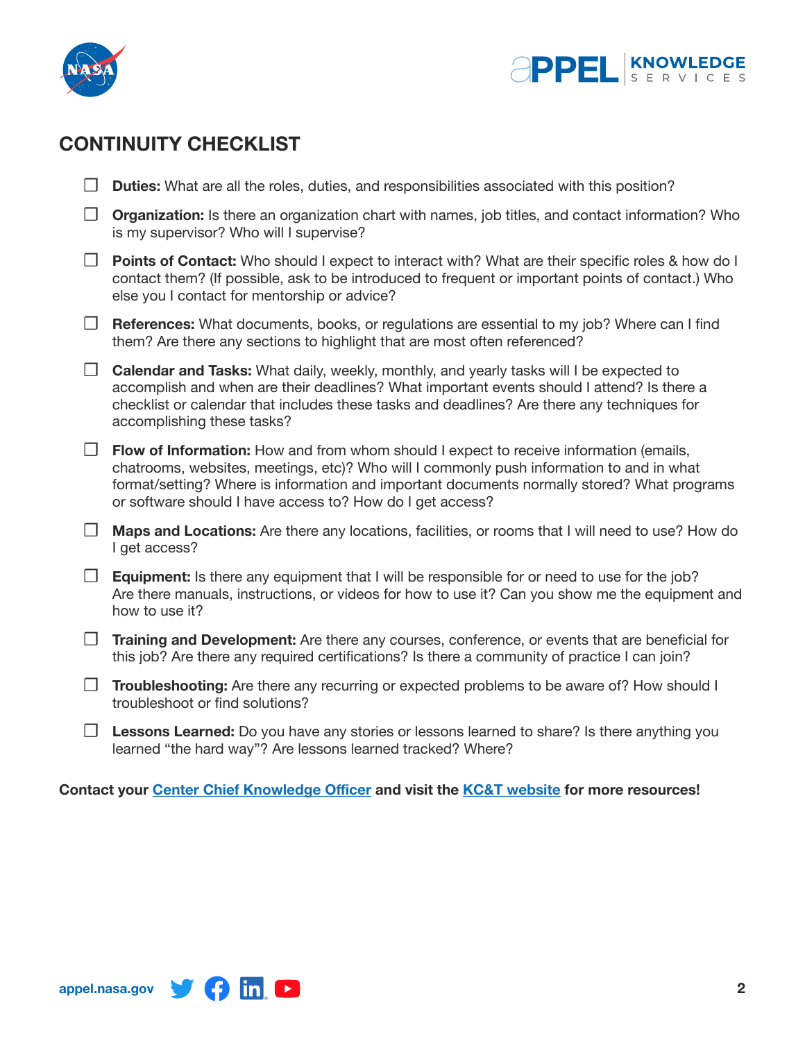## CONTINUITY CHECKLIST

- ☐ **Duties:** What are all the roles, duties, and responsibilities associated with this position?
- ☐ **Organization:** Is there an organization chart with names, job titles, and contact information? Who is my supervisor? Who will I supervise?
- ☐ **Points of Contact:** Who should I expect to interact with? What are their specific roles & how do I contact them? (If possible, ask to be introduced to frequent or important points of contact.) Who else you I contact for mentorship or advice?
- ☐ **References:** What documents, books, or regulations are essential to my job? Where can I find them? Are there any sections to highlight that are most often referenced?
- ☐ **Calendar and Tasks:** What daily, weekly, monthly, and yearly tasks will I be expected to accomplish and when are their deadlines? What important events should I attend? Is there a checklist or calendar that includes these tasks and deadlines? Are there any techniques for accomplishing these tasks?
- ☐ **Flow of Information:** How and from whom should I expect to receive information (emails, chatrooms, websites, meetings, etc)? Who will I commonly push information to and in what format/setting? Where is information and important documents normally stored? What programs or software should I have access to? How do I get access?
- ☐ **Maps and Locations:** Are there any locations, facilities, or rooms that I will need to use? How do I get access?
- ☐ **Equipment:** Is there any equipment that I will be responsible for or need to use for the job? Are there manuals, instructions, or videos for how to use it? Can you show me the equipment and how to use it?
- ☐ **Training and Development:** Are there any courses, conference, or events that are beneficial for this job? Are there any required certifications? Is there a community of practice I can join?
- ☐ **Troubleshooting:** Are there any recurring or expected problems to be aware of? How should I troubleshoot or find solutions?
- ☐ **Lessons Learned:** Do you have any stories or lessons learned to share? Is there anything you learned "the hard way"? Are lessons learned tracked? Where?

**Contact your Center Chief Knowledge Officer and visit the KC&T website for more resources!**

appel.nasa.gov